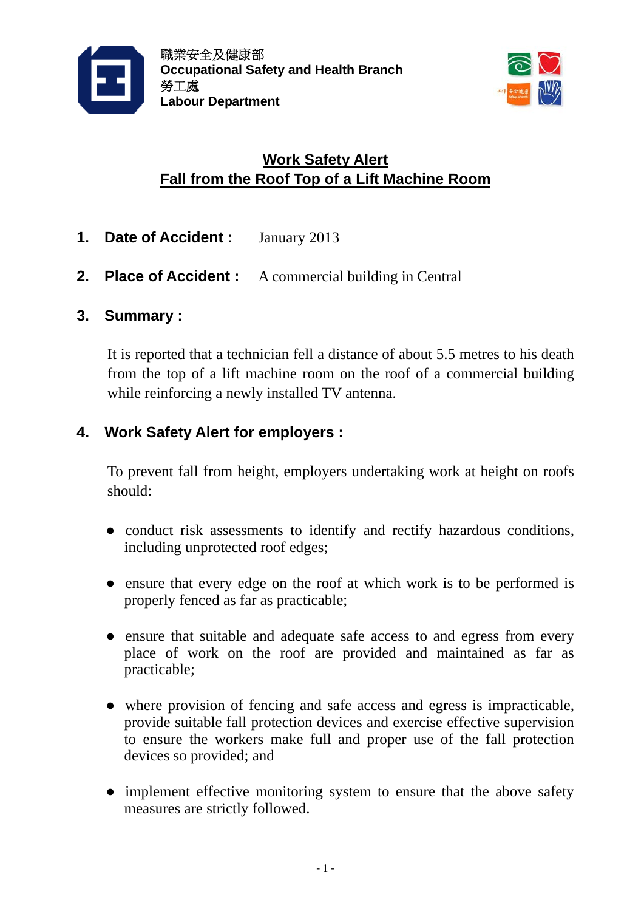職業安全及健康部
**Occupational Safety and Health Branch**
勞工處
**Labour Department**

# Work Safety Alert
# Fall from the Roof Top of a Lift Machine Room

## 1. Date of Accident : January 2013

## 2. Place of Accident : A commercial building in Central

## 3. Summary :

It is reported that a technician fell a distance of about 5.5 metres to his death from the top of a lift machine room on the roof of a commercial building while reinforcing a newly installed TV antenna.

## 4. Work Safety Alert for employers :

To prevent fall from height, employers undertaking work at height on roofs should:

- conduct risk assessments to identify and rectify hazardous conditions, including unprotected roof edges;
- ensure that every edge on the roof at which work is to be performed is properly fenced as far as practicable;
- ensure that suitable and adequate safe access to and egress from every place of work on the roof are provided and maintained as far as practicable;
- where provision of fencing and safe access and egress is impracticable, provide suitable fall protection devices and exercise effective supervision to ensure the workers make full and proper use of the fall protection devices so provided; and
- implement effective monitoring system to ensure that the above safety measures are strictly followed.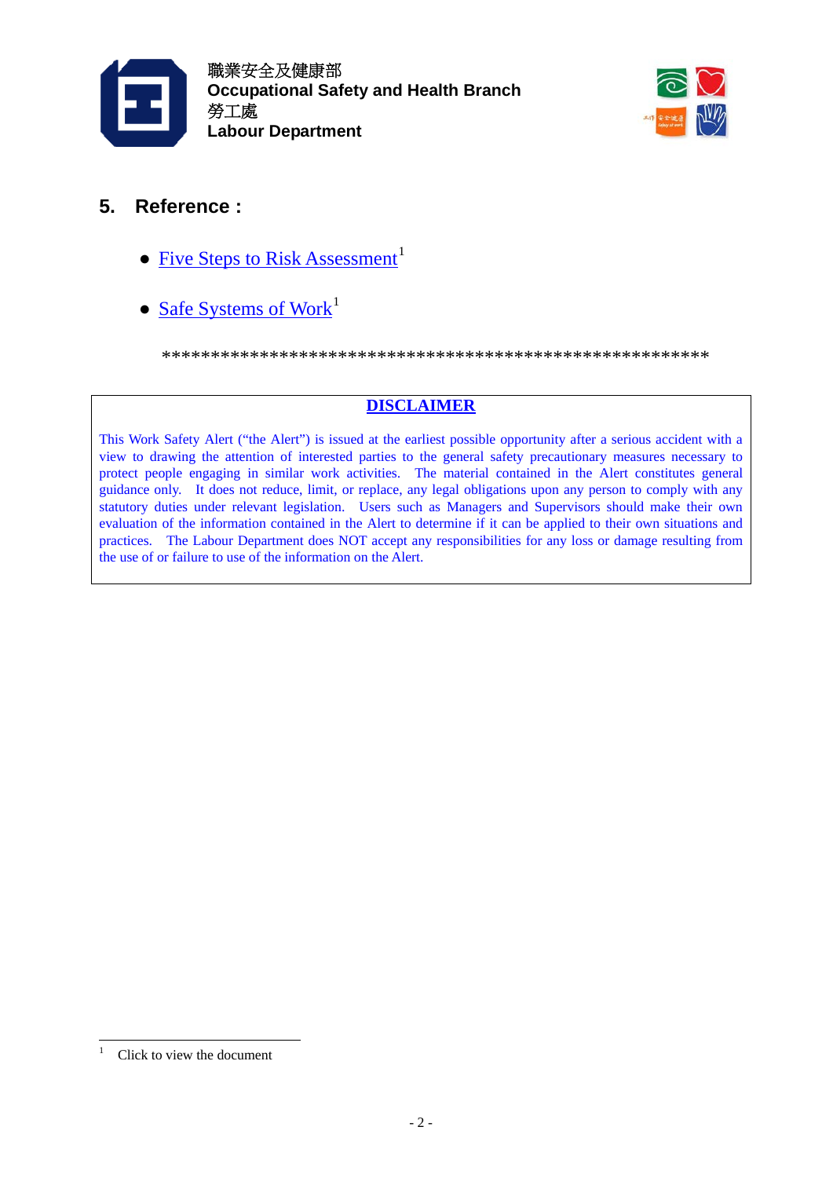## 5. Reference :

- Five Steps to Risk Assessment[1]
- Safe Systems of Work[1]

\*\*\*\*\*\*\*\*\*\*\*\*\*\*\*\*\*\*\*\*\*\*\*\*\*\*\*\*\*\*\*\*\*\*\*\*\*\*\*\*\*\*\*\*\*\*\*\*\*\*\*\*\*\*\*\*\*

**DISCLAIMER**

This Work Safety Alert ("the Alert") is issued at the earliest possible opportunity after a serious accident with a view to drawing the attention of interested parties to the general safety precautionary measures necessary to protect people engaging in similar work activities. The material contained in the Alert constitutes general guidance only. It does not reduce, limit, or replace, any legal obligations upon any person to comply with any statutory duties under relevant legislation. Users such as Managers and Supervisors should make their own evaluation of the information contained in the Alert to determine if it can be applied to their own situations and practices. The Labour Department does NOT accept any responsibilities for any loss or damage resulting from the use of or failure to use of the information on the Alert.

---

[1] Click to view the document